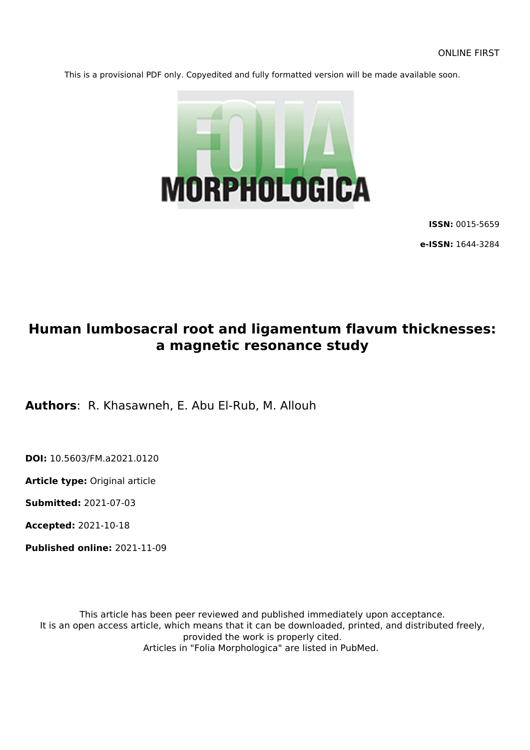ONLINE FIRST

This is a provisional PDF only. Copyedited and fully formatted version will be made available soon.

FOLIA MORPHOLOGICA

**ISSN:** 0015-5659

**e-ISSN:** 1644-3284

# Human lumbosacral root and ligamentum flavum thicknesses: a magnetic resonance study

**Authors**: R. Khasawneh, E. Abu El-Rub, M. Allouh

**DOI:** 10.5603/FM.a2021.0120

**Article type:** Original article

**Submitted:** 2021-07-03

**Accepted:** 2021-10-18

**Published online:** 2021-11-09

This article has been peer reviewed and published immediately upon acceptance.
It is an open access article, which means that it can be downloaded, printed, and distributed freely, provided the work is properly cited.
Articles in "Folia Morphologica" are listed in PubMed.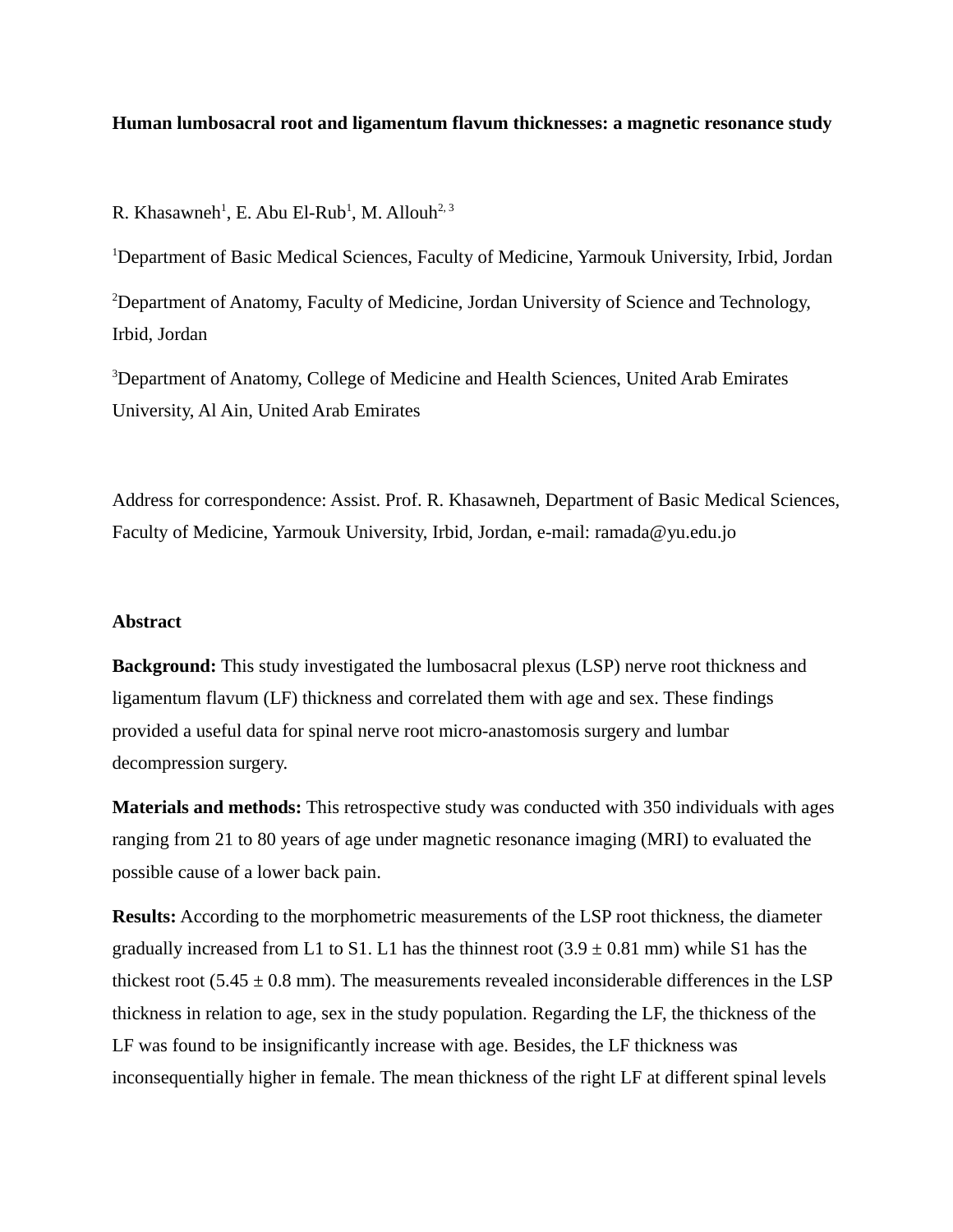**Human lumbosacral root and ligamentum flavum thicknesses: a magnetic resonance study**

R. Khasawneh[1], E. Abu El-Rub[1], M. Allouh[2, 3]

[1]Department of Basic Medical Sciences, Faculty of Medicine, Yarmouk University, Irbid, Jordan

[2]Department of Anatomy, Faculty of Medicine, Jordan University of Science and Technology, Irbid, Jordan

[3]Department of Anatomy, College of Medicine and Health Sciences, United Arab Emirates University, Al Ain, United Arab Emirates

Address for correspondence: Assist. Prof. R. Khasawneh, Department of Basic Medical Sciences, Faculty of Medicine, Yarmouk University, Irbid, Jordan, e-mail: ramada@yu.edu.jo

**Abstract**

**Background:** This study investigated the lumbosacral plexus (LSP) nerve root thickness and ligamentum flavum (LF) thickness and correlated them with age and sex. These findings provided a useful data for spinal nerve root micro-anastomosis surgery and lumbar decompression surgery.

**Materials and methods:** This retrospective study was conducted with 350 individuals with ages ranging from 21 to 80 years of age under magnetic resonance imaging (MRI) to evaluated the possible cause of a lower back pain.

**Results:** According to the morphometric measurements of the LSP root thickness, the diameter gradually increased from L1 to S1. L1 has the thinnest root (3.9 ± 0.81 mm) while S1 has the thickest root (5.45 ± 0.8 mm). The measurements revealed inconsiderable differences in the LSP thickness in relation to age, sex in the study population. Regarding the LF, the thickness of the LF was found to be insignificantly increase with age. Besides, the LF thickness was inconsequentially higher in female. The mean thickness of the right LF at different spinal levels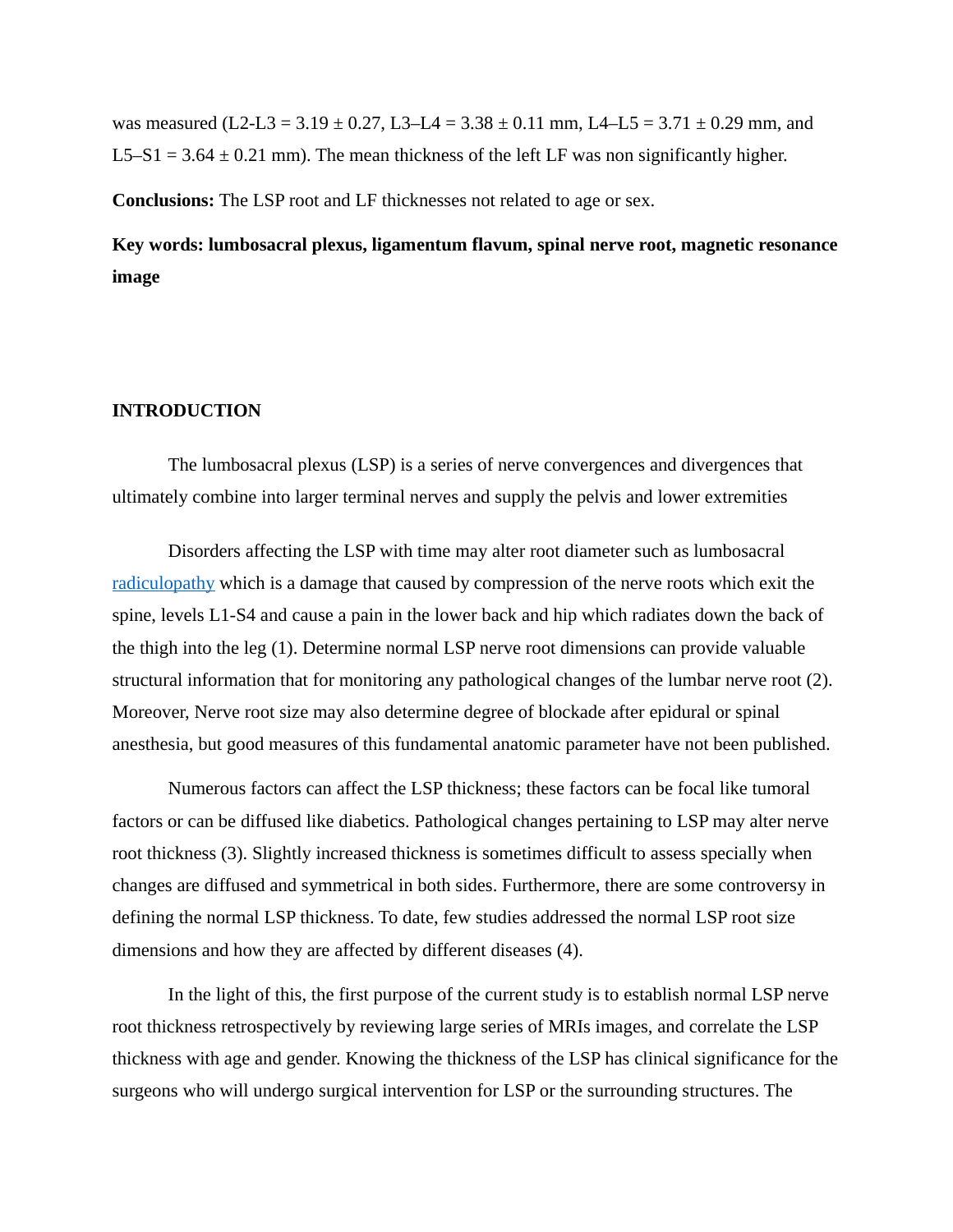was measured (L2-L3 = 3.19 ± 0.27, L3–L4 = 3.38 ± 0.11 mm, L4–L5 = 3.71 ± 0.29 mm, and L5–S1 = 3.64 ± 0.21 mm). The mean thickness of the left LF was non significantly higher.

**Conclusions:** The LSP root and LF thicknesses not related to age or sex.

**Key words: lumbosacral plexus, ligamentum flavum, spinal nerve root, magnetic resonance image**

## INTRODUCTION

The lumbosacral plexus (LSP) is a series of nerve convergences and divergences that ultimately combine into larger terminal nerves and supply the pelvis and lower extremities

Disorders affecting the LSP with time may alter root diameter such as lumbosacral radiculopathy which is a damage that caused by compression of the nerve roots which exit the spine, levels L1-S4 and cause a pain in the lower back and hip which radiates down the back of the thigh into the leg (1). Determine normal LSP nerve root dimensions can provide valuable structural information that for monitoring any pathological changes of the lumbar nerve root (2). Moreover, Nerve root size may also determine degree of blockade after epidural or spinal anesthesia, but good measures of this fundamental anatomic parameter have not been published.

Numerous factors can affect the LSP thickness; these factors can be focal like tumoral factors or can be diffused like diabetics. Pathological changes pertaining to LSP may alter nerve root thickness (3). Slightly increased thickness is sometimes difficult to assess specially when changes are diffused and symmetrical in both sides. Furthermore, there are some controversy in defining the normal LSP thickness. To date, few studies addressed the normal LSP root size dimensions and how they are affected by different diseases (4).

In the light of this, the first purpose of the current study is to establish normal LSP nerve root thickness retrospectively by reviewing large series of MRIs images, and correlate the LSP thickness with age and gender. Knowing the thickness of the LSP has clinical significance for the surgeons who will undergo surgical intervention for LSP or the surrounding structures. The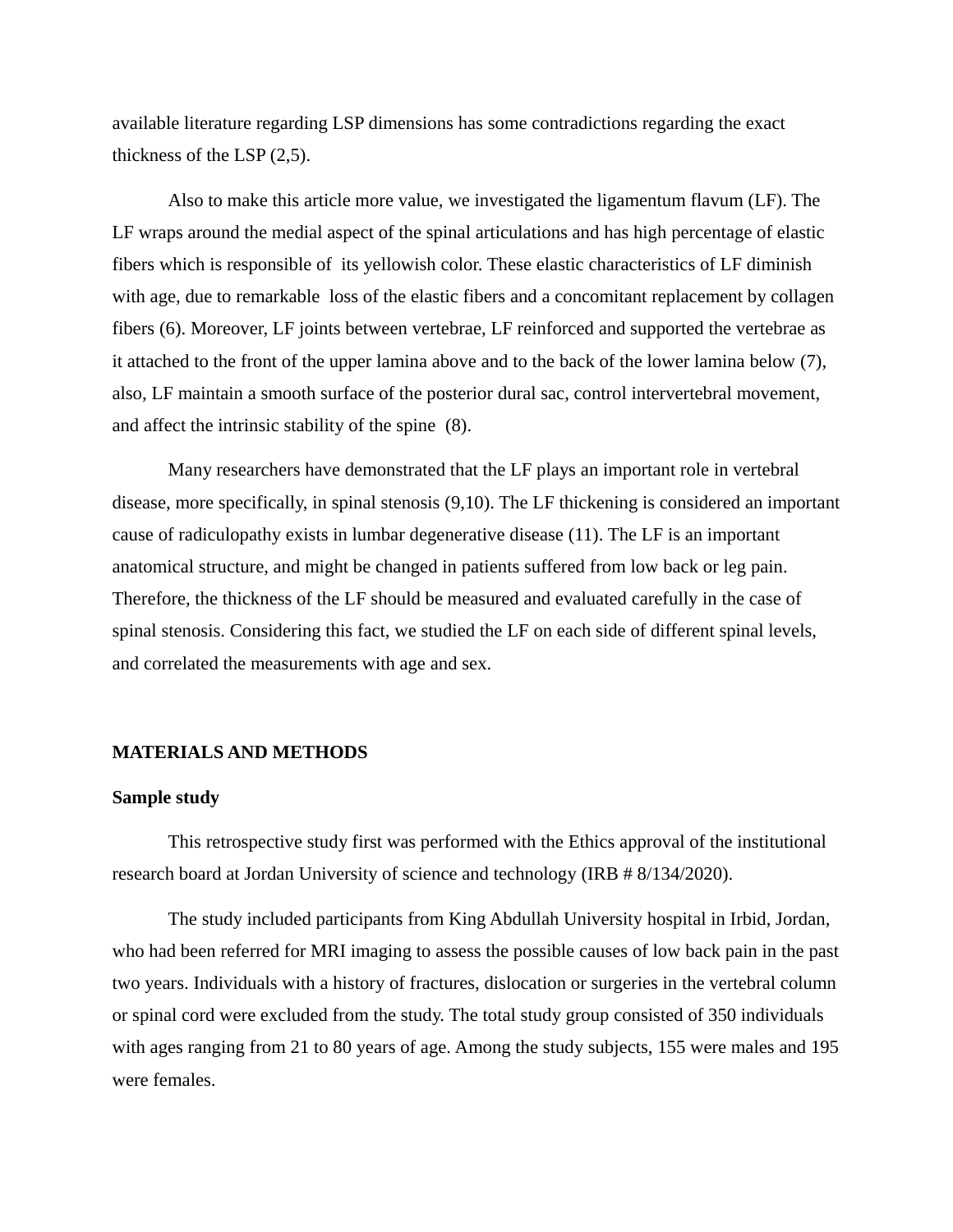available literature regarding LSP dimensions has some contradictions regarding the exact thickness of the LSP (2,5).

Also to make this article more value, we investigated the ligamentum flavum (LF). The LF wraps around the medial aspect of the spinal articulations and has high percentage of elastic fibers which is responsible of its yellowish color. These elastic characteristics of LF diminish with age, due to remarkable loss of the elastic fibers and a concomitant replacement by collagen fibers (6). Moreover, LF joints between vertebrae, LF reinforced and supported the vertebrae as it attached to the front of the upper lamina above and to the back of the lower lamina below (7), also, LF maintain a smooth surface of the posterior dural sac, control intervertebral movement, and affect the intrinsic stability of the spine (8).

Many researchers have demonstrated that the LF plays an important role in vertebral disease, more specifically, in spinal stenosis (9,10). The LF thickening is considered an important cause of radiculopathy exists in lumbar degenerative disease (11). The LF is an important anatomical structure, and might be changed in patients suffered from low back or leg pain. Therefore, the thickness of the LF should be measured and evaluated carefully in the case of spinal stenosis. Considering this fact, we studied the LF on each side of different spinal levels, and correlated the measurements with age and sex.

## MATERIALS AND METHODS

### Sample study

This retrospective study first was performed with the Ethics approval of the institutional research board at Jordan University of science and technology (IRB # 8/134/2020).

The study included participants from King Abdullah University hospital in Irbid, Jordan, who had been referred for MRI imaging to assess the possible causes of low back pain in the past two years. Individuals with a history of fractures, dislocation or surgeries in the vertebral column or spinal cord were excluded from the study. The total study group consisted of 350 individuals with ages ranging from 21 to 80 years of age. Among the study subjects, 155 were males and 195 were females.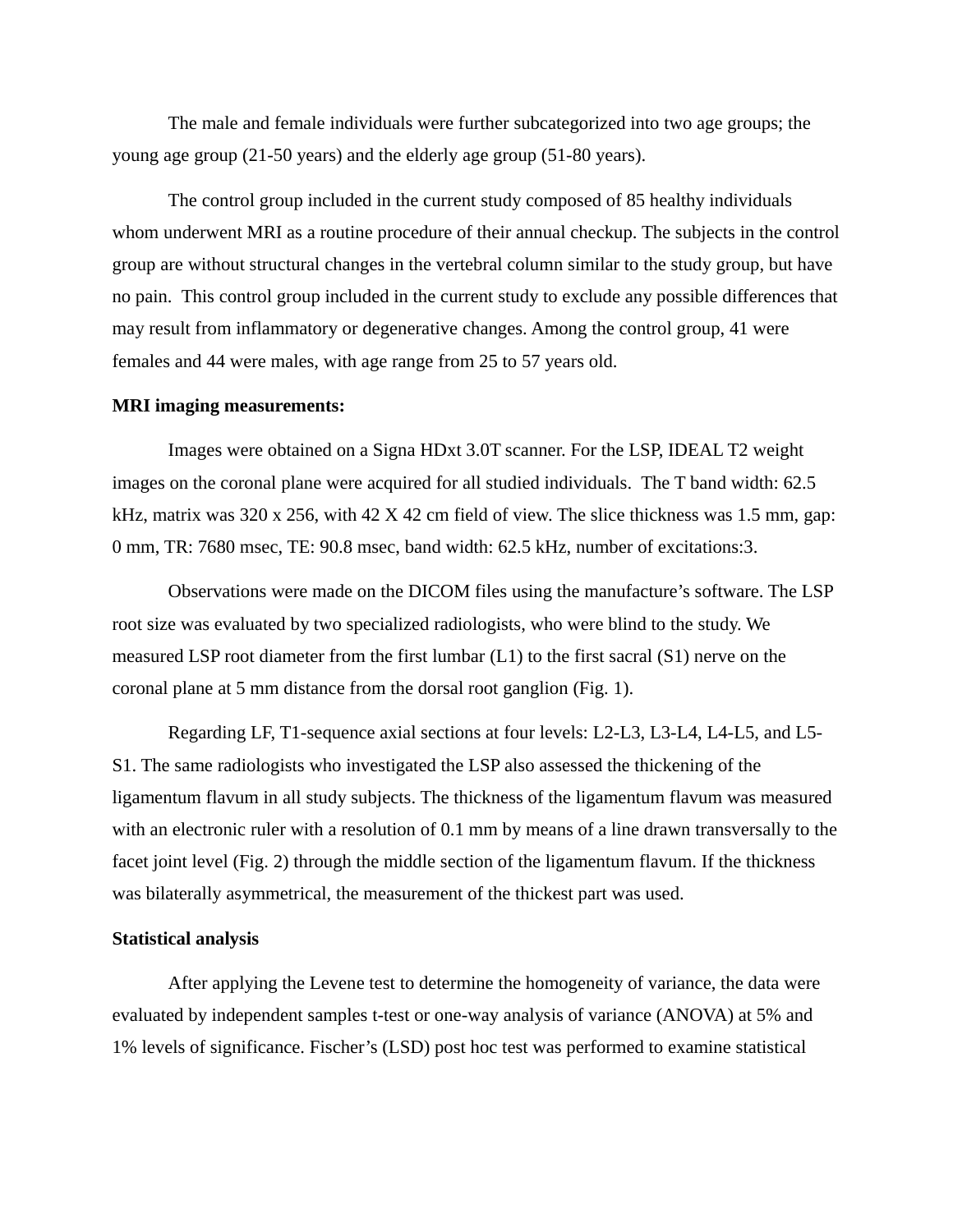The male and female individuals were further subcategorized into two age groups; the young age group (21-50 years) and the elderly age group (51-80 years).

The control group included in the current study composed of 85 healthy individuals whom underwent MRI as a routine procedure of their annual checkup. The subjects in the control group are without structural changes in the vertebral column similar to the study group, but have no pain. This control group included in the current study to exclude any possible differences that may result from inflammatory or degenerative changes. Among the control group, 41 were females and 44 were males, with age range from 25 to 57 years old.

**MRI imaging measurements:**

Images were obtained on a Signa HDxt 3.0T scanner. For the LSP, IDEAL T2 weight images on the coronal plane were acquired for all studied individuals. The T band width: 62.5 kHz, matrix was 320 x 256, with 42 X 42 cm field of view. The slice thickness was 1.5 mm, gap: 0 mm, TR: 7680 msec, TE: 90.8 msec, band width: 62.5 kHz, number of excitations:3.

Observations were made on the DICOM files using the manufacture's software. The LSP root size was evaluated by two specialized radiologists, who were blind to the study. We measured LSP root diameter from the first lumbar (L1) to the first sacral (S1) nerve on the coronal plane at 5 mm distance from the dorsal root ganglion (Fig. 1).

Regarding LF, T1-sequence axial sections at four levels: L2-L3, L3-L4, L4-L5, and L5-S1. The same radiologists who investigated the LSP also assessed the thickening of the ligamentum flavum in all study subjects. The thickness of the ligamentum flavum was measured with an electronic ruler with a resolution of 0.1 mm by means of a line drawn transversally to the facet joint level (Fig. 2) through the middle section of the ligamentum flavum. If the thickness was bilaterally asymmetrical, the measurement of the thickest part was used.

**Statistical analysis**

After applying the Levene test to determine the homogeneity of variance, the data were evaluated by independent samples t-test or one-way analysis of variance (ANOVA) at 5% and 1% levels of significance. Fischer's (LSD) post hoc test was performed to examine statistical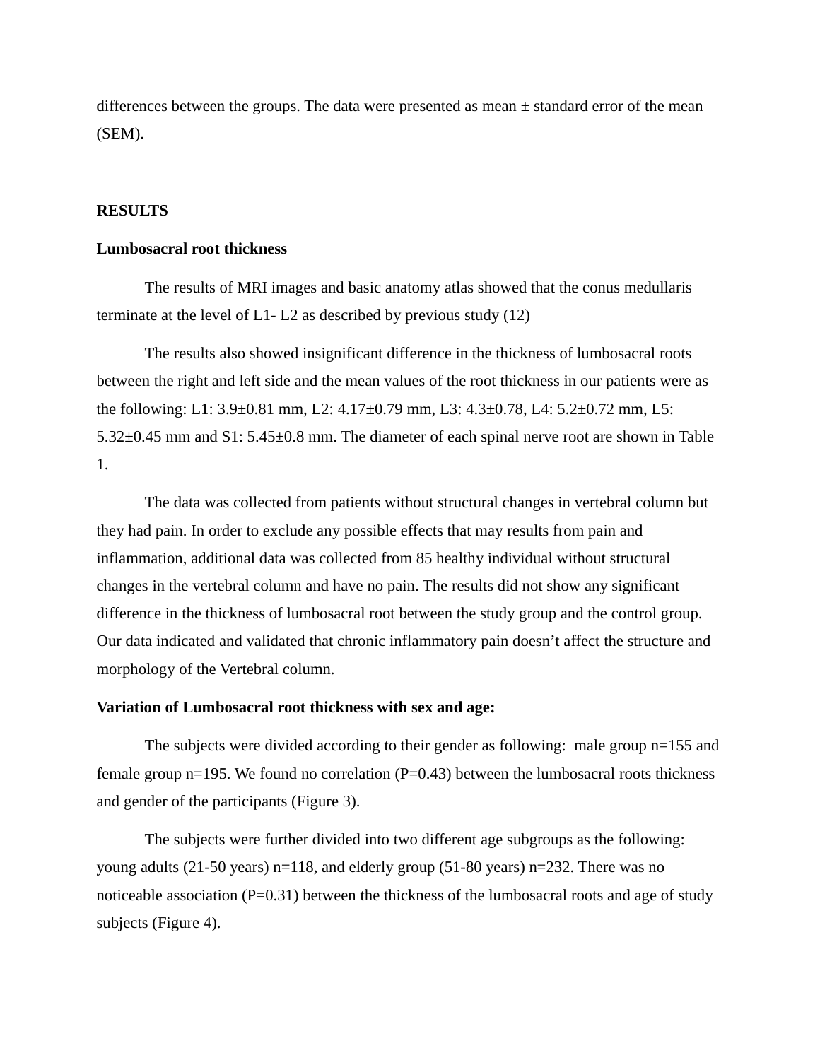differences between the groups. The data were presented as mean ± standard error of the mean (SEM).

## RESULTS

### Lumbosacral root thickness

The results of MRI images and basic anatomy atlas showed that the conus medullaris terminate at the level of L1- L2 as described by previous study (12)

The results also showed insignificant difference in the thickness of lumbosacral roots between the right and left side and the mean values of the root thickness in our patients were as the following: L1: 3.9±0.81 mm, L2: 4.17±0.79 mm, L3: 4.3±0.78, L4: 5.2±0.72 mm, L5: 5.32±0.45 mm and S1: 5.45±0.8 mm. The diameter of each spinal nerve root are shown in Table 1.

The data was collected from patients without structural changes in vertebral column but they had pain. In order to exclude any possible effects that may results from pain and inflammation, additional data was collected from 85 healthy individual without structural changes in the vertebral column and have no pain. The results did not show any significant difference in the thickness of lumbosacral root between the study group and the control group. Our data indicated and validated that chronic inflammatory pain doesn't affect the structure and morphology of the Vertebral column.

### Variation of Lumbosacral root thickness with sex and age:

The subjects were divided according to their gender as following: male group n=155 and female group n=195. We found no correlation (P=0.43) between the lumbosacral roots thickness and gender of the participants (Figure 3).

The subjects were further divided into two different age subgroups as the following: young adults (21-50 years) n=118, and elderly group (51-80 years) n=232. There was no noticeable association (P=0.31) between the thickness of the lumbosacral roots and age of study subjects (Figure 4).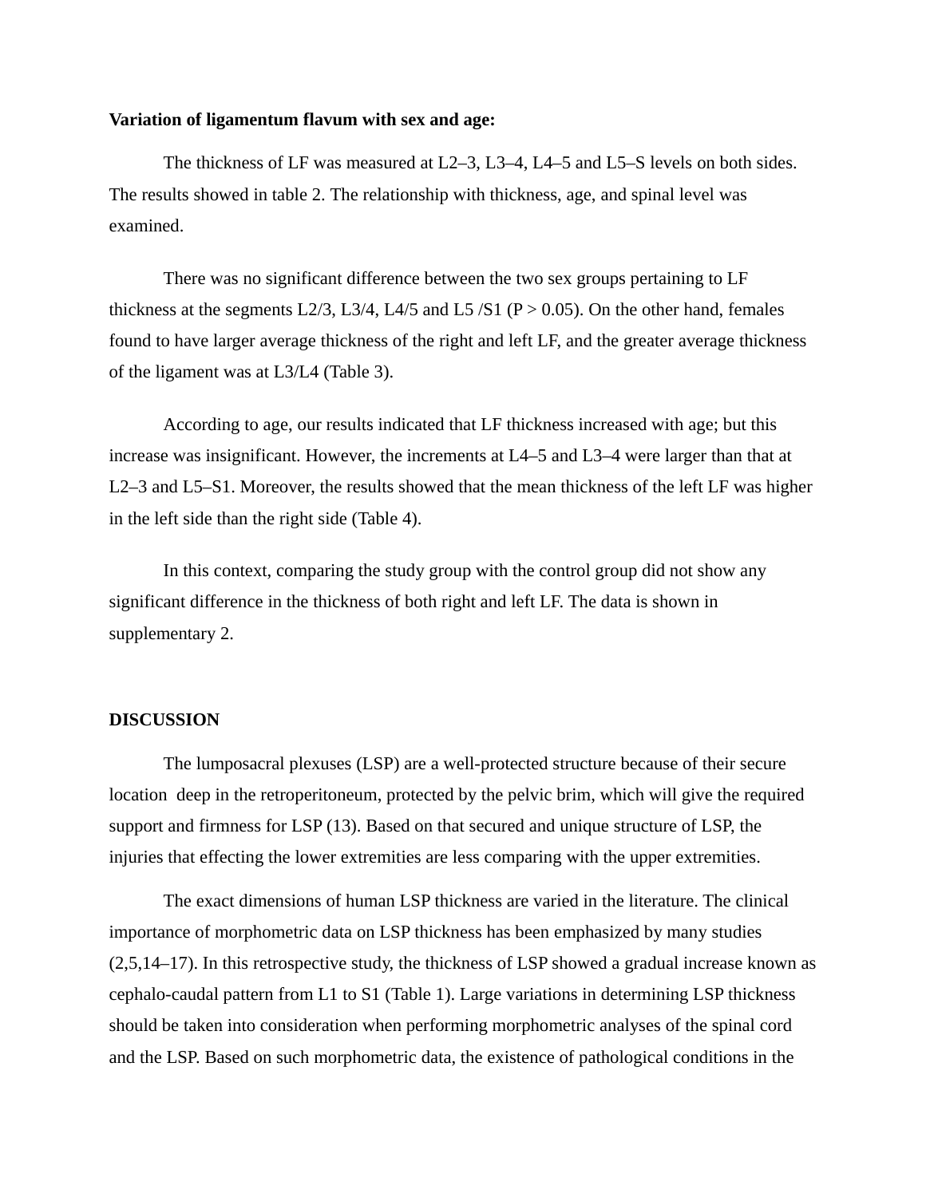**Variation of ligamentum flavum with sex and age:**

The thickness of LF was measured at L2–3, L3–4, L4–5 and L5–S levels on both sides. The results showed in table 2. The relationship with thickness, age, and spinal level was examined.

There was no significant difference between the two sex groups pertaining to LF thickness at the segments L2/3, L3/4, L4/5 and L5 /S1 (P > 0.05). On the other hand, females found to have larger average thickness of the right and left LF, and the greater average thickness of the ligament was at L3/L4 (Table 3).

According to age, our results indicated that LF thickness increased with age; but this increase was insignificant. However, the increments at L4–5 and L3–4 were larger than that at L2–3 and L5–S1. Moreover, the results showed that the mean thickness of the left LF was higher in the left side than the right side (Table 4).

In this context, comparing the study group with the control group did not show any significant difference in the thickness of both right and left LF. The data is shown in supplementary 2.

**DISCUSSION**

The lumposacral plexuses (LSP) are a well-protected structure because of their secure location deep in the retroperitoneum, protected by the pelvic brim, which will give the required support and firmness for LSP (13). Based on that secured and unique structure of LSP, the injuries that effecting the lower extremities are less comparing with the upper extremities.

The exact dimensions of human LSP thickness are varied in the literature. The clinical importance of morphometric data on LSP thickness has been emphasized by many studies (2,5,14–17). In this retrospective study, the thickness of LSP showed a gradual increase known as cephalo-caudal pattern from L1 to S1 (Table 1). Large variations in determining LSP thickness should be taken into consideration when performing morphometric analyses of the spinal cord and the LSP. Based on such morphometric data, the existence of pathological conditions in the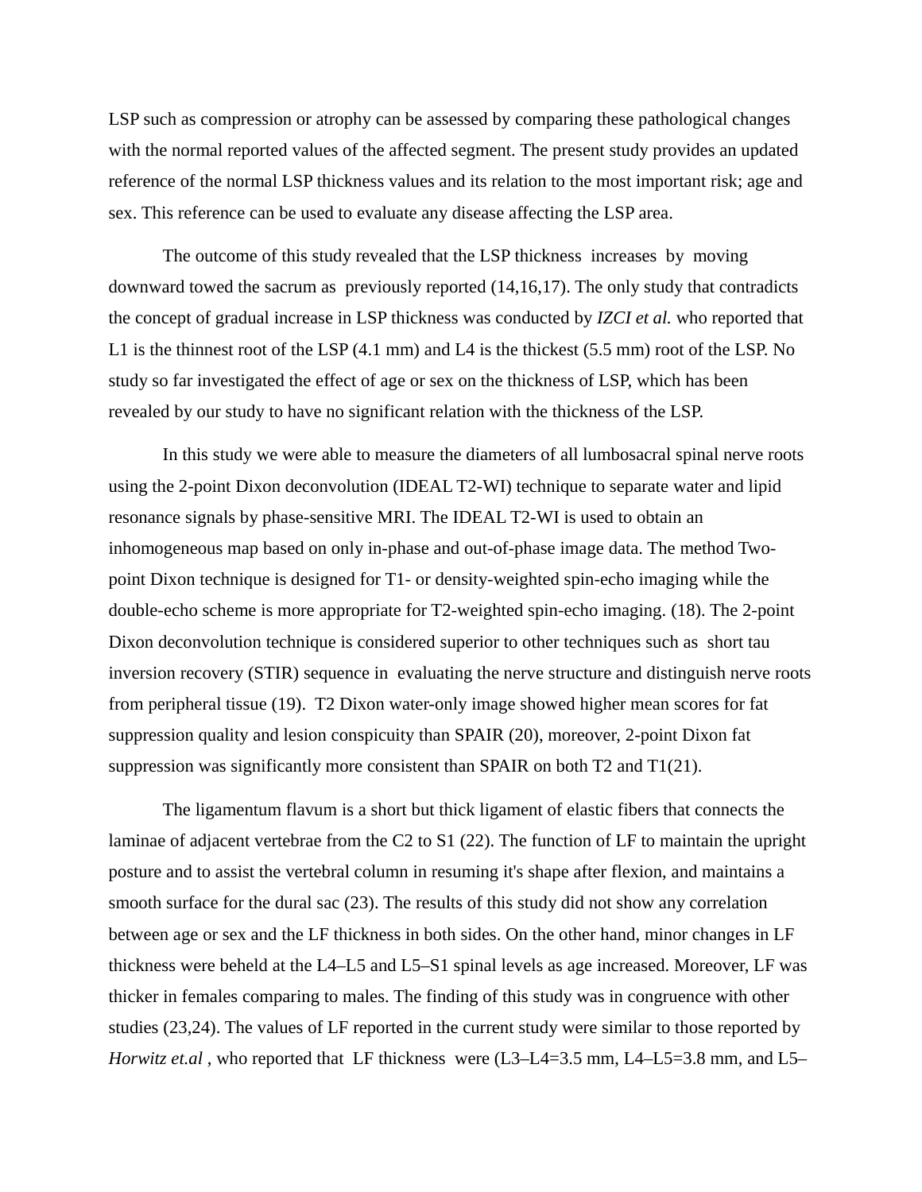LSP such as compression or atrophy can be assessed by comparing these pathological changes with the normal reported values of the affected segment. The present study provides an updated reference of the normal LSP thickness values and its relation to the most important risk; age and sex. This reference can be used to evaluate any disease affecting the LSP area.

The outcome of this study revealed that the LSP thickness increases by moving downward towed the sacrum as previously reported (14,16,17). The only study that contradicts the concept of gradual increase in LSP thickness was conducted by *IZCI et al.* who reported that L1 is the thinnest root of the LSP (4.1 mm) and L4 is the thickest (5.5 mm) root of the LSP. No study so far investigated the effect of age or sex on the thickness of LSP, which has been revealed by our study to have no significant relation with the thickness of the LSP.

In this study we were able to measure the diameters of all lumbosacral spinal nerve roots using the 2-point Dixon deconvolution (IDEAL T2-WI) technique to separate water and lipid resonance signals by phase-sensitive MRI. The IDEAL T2-WI is used to obtain an inhomogeneous map based on only in-phase and out-of-phase image data. The method Two-point Dixon technique is designed for T1- or density-weighted spin-echo imaging while the double-echo scheme is more appropriate for T2-weighted spin-echo imaging. (18). The 2-point Dixon deconvolution technique is considered superior to other techniques such as short tau inversion recovery (STIR) sequence in evaluating the nerve structure and distinguish nerve roots from peripheral tissue (19). T2 Dixon water-only image showed higher mean scores for fat suppression quality and lesion conspicuity than SPAIR (20), moreover, 2-point Dixon fat suppression was significantly more consistent than SPAIR on both T2 and T1(21).

The ligamentum flavum is a short but thick ligament of elastic fibers that connects the laminae of adjacent vertebrae from the C2 to S1 (22). The function of LF to maintain the upright posture and to assist the vertebral column in resuming it's shape after flexion, and maintains a smooth surface for the dural sac (23). The results of this study did not show any correlation between age or sex and the LF thickness in both sides. On the other hand, minor changes in LF thickness were beheld at the L4–L5 and L5–S1 spinal levels as age increased. Moreover, LF was thicker in females comparing to males. The finding of this study was in congruence with other studies (23,24). The values of LF reported in the current study were similar to those reported by *Horwitz et.al* , who reported that LF thickness were (L3–L4=3.5 mm, L4–L5=3.8 mm, and L5–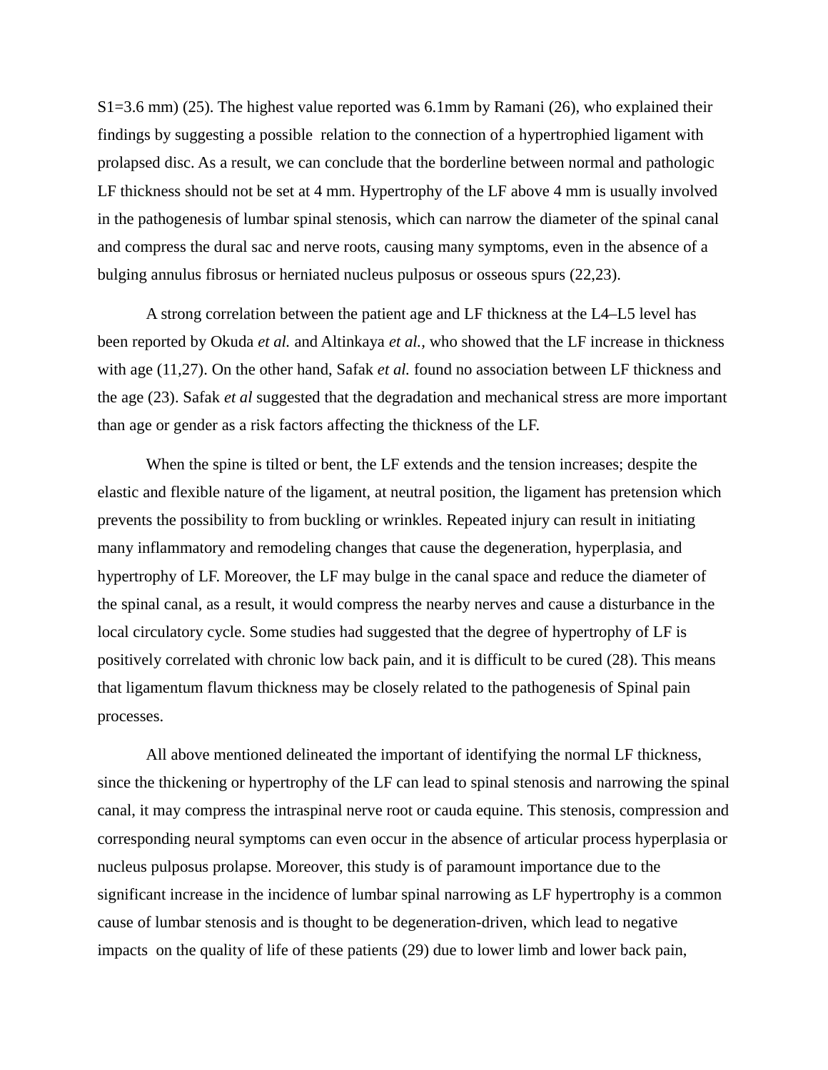S1=3.6 mm) (25). The highest value reported was 6.1mm by Ramani (26), who explained their findings by suggesting a possible relation to the connection of a hypertrophied ligament with prolapsed disc. As a result, we can conclude that the borderline between normal and pathologic LF thickness should not be set at 4 mm. Hypertrophy of the LF above 4 mm is usually involved in the pathogenesis of lumbar spinal stenosis, which can narrow the diameter of the spinal canal and compress the dural sac and nerve roots, causing many symptoms, even in the absence of a bulging annulus fibrosus or herniated nucleus pulposus or osseous spurs (22,23).

A strong correlation between the patient age and LF thickness at the L4–L5 level has been reported by Okuda *et al.* and Altinkaya *et al.,* who showed that the LF increase in thickness with age (11,27). On the other hand, Safak *et al.* found no association between LF thickness and the age (23). Safak *et al* suggested that the degradation and mechanical stress are more important than age or gender as a risk factors affecting the thickness of the LF.

When the spine is tilted or bent, the LF extends and the tension increases; despite the elastic and flexible nature of the ligament, at neutral position, the ligament has pretension which prevents the possibility to from buckling or wrinkles. Repeated injury can result in initiating many inflammatory and remodeling changes that cause the degeneration, hyperplasia, and hypertrophy of LF. Moreover, the LF may bulge in the canal space and reduce the diameter of the spinal canal, as a result, it would compress the nearby nerves and cause a disturbance in the local circulatory cycle. Some studies had suggested that the degree of hypertrophy of LF is positively correlated with chronic low back pain, and it is difficult to be cured (28). This means that ligamentum flavum thickness may be closely related to the pathogenesis of Spinal pain processes.

All above mentioned delineated the important of identifying the normal LF thickness, since the thickening or hypertrophy of the LF can lead to spinal stenosis and narrowing the spinal canal, it may compress the intraspinal nerve root or cauda equine. This stenosis, compression and corresponding neural symptoms can even occur in the absence of articular process hyperplasia or nucleus pulposus prolapse. Moreover, this study is of paramount importance due to the significant increase in the incidence of lumbar spinal narrowing as LF hypertrophy is a common cause of lumbar stenosis and is thought to be degeneration-driven, which lead to negative impacts on the quality of life of these patients (29) due to lower limb and lower back pain,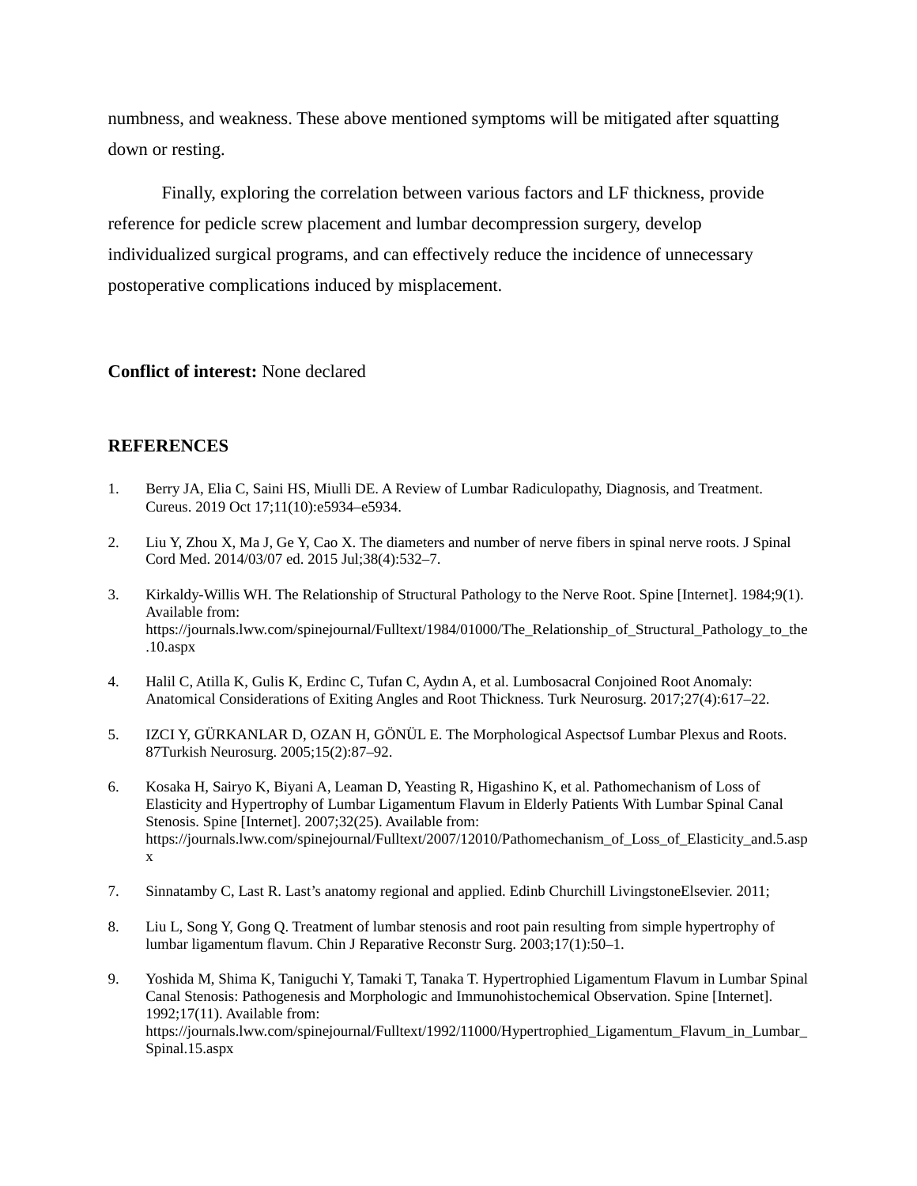numbness, and weakness. These above mentioned symptoms will be mitigated after squatting down or resting.

Finally, exploring the correlation between various factors and LF thickness, provide reference for pedicle screw placement and lumbar decompression surgery, develop individualized surgical programs, and can effectively reduce the incidence of unnecessary postoperative complications induced by misplacement.

**Conflict of interest:** None declared

## REFERENCES

1. Berry JA, Elia C, Saini HS, Miulli DE. A Review of Lumbar Radiculopathy, Diagnosis, and Treatment. Cureus. 2019 Oct 17;11(10):e5934–e5934.
2. Liu Y, Zhou X, Ma J, Ge Y, Cao X. The diameters and number of nerve fibers in spinal nerve roots. J Spinal Cord Med. 2014/03/07 ed. 2015 Jul;38(4):532–7.
3. Kirkaldy-Willis WH. The Relationship of Structural Pathology to the Nerve Root. Spine [Internet]. 1984;9(1). Available from: https://journals.lww.com/spinejournal/Fulltext/1984/01000/The_Relationship_of_Structural_Pathology_to_the.10.aspx
4. Halil C, Atilla K, Gulis K, Erdinc C, Tufan C, Aydın A, et al. Lumbosacral Conjoined Root Anomaly: Anatomical Considerations of Exiting Angles and Root Thickness. Turk Neurosurg. 2017;27(4):617–22.
5. IZCI Y, GÜRKANLAR D, OZAN H, GÖNÜL E. The Morphological Aspectsof Lumbar Plexus and Roots. 87Turkish Neurosurg. 2005;15(2):87–92.
6. Kosaka H, Sairyo K, Biyani A, Leaman D, Yeasting R, Higashino K, et al. Pathomechanism of Loss of Elasticity and Hypertrophy of Lumbar Ligamentum Flavum in Elderly Patients With Lumbar Spinal Canal Stenosis. Spine [Internet]. 2007;32(25). Available from: https://journals.lww.com/spinejournal/Fulltext/2007/12010/Pathomechanism_of_Loss_of_Elasticity_and.5.aspx
7. Sinnatamby C, Last R. Last's anatomy regional and applied. Edinb Churchill LivingstoneElsevier. 2011;
8. Liu L, Song Y, Gong Q. Treatment of lumbar stenosis and root pain resulting from simple hypertrophy of lumbar ligamentum flavum. Chin J Reparative Reconstr Surg. 2003;17(1):50–1.
9. Yoshida M, Shima K, Taniguchi Y, Tamaki T, Tanaka T. Hypertrophied Ligamentum Flavum in Lumbar Spinal Canal Stenosis: Pathogenesis and Morphologic and Immunohistochemical Observation. Spine [Internet]. 1992;17(11). Available from: https://journals.lww.com/spinejournal/Fulltext/1992/11000/Hypertrophied_Ligamentum_Flavum_in_Lumbar_Spinal.15.aspx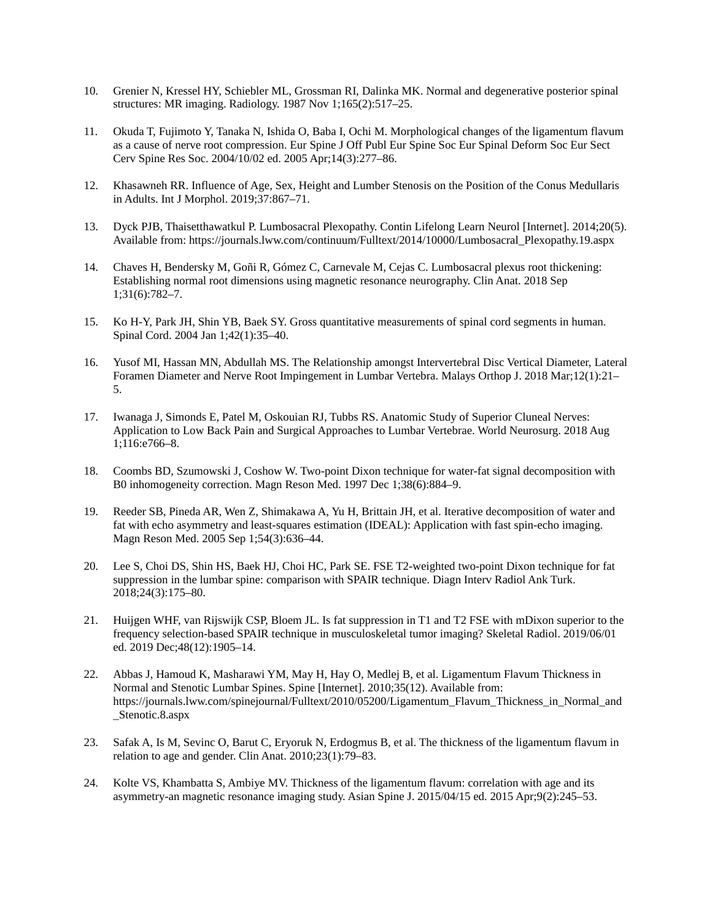10. Grenier N, Kressel HY, Schiebler ML, Grossman RI, Dalinka MK. Normal and degenerative posterior spinal structures: MR imaging. Radiology. 1987 Nov 1;165(2):517–25.

11. Okuda T, Fujimoto Y, Tanaka N, Ishida O, Baba I, Ochi M. Morphological changes of the ligamentum flavum as a cause of nerve root compression. Eur Spine J Off Publ Eur Spine Soc Eur Spinal Deform Soc Eur Sect Cerv Spine Res Soc. 2004/10/02 ed. 2005 Apr;14(3):277–86.

12. Khasawneh RR. Influence of Age, Sex, Height and Lumber Stenosis on the Position of the Conus Medullaris in Adults. Int J Morphol. 2019;37:867–71.

13. Dyck PJB, Thaisetthawatkul P. Lumbosacral Plexopathy. Contin Lifelong Learn Neurol [Internet]. 2014;20(5). Available from: https://journals.lww.com/continuum/Fulltext/2014/10000/Lumbosacral_Plexopathy.19.aspx

14. Chaves H, Bendersky M, Goñi R, Gómez C, Carnevale M, Cejas C. Lumbosacral plexus root thickening: Establishing normal root dimensions using magnetic resonance neurography. Clin Anat. 2018 Sep 1;31(6):782–7.

15. Ko H-Y, Park JH, Shin YB, Baek SY. Gross quantitative measurements of spinal cord segments in human. Spinal Cord. 2004 Jan 1;42(1):35–40.

16. Yusof MI, Hassan MN, Abdullah MS. The Relationship amongst Intervertebral Disc Vertical Diameter, Lateral Foramen Diameter and Nerve Root Impingement in Lumbar Vertebra. Malays Orthop J. 2018 Mar;12(1):21–5.

17. Iwanaga J, Simonds E, Patel M, Oskouian RJ, Tubbs RS. Anatomic Study of Superior Cluneal Nerves: Application to Low Back Pain and Surgical Approaches to Lumbar Vertebrae. World Neurosurg. 2018 Aug 1;116:e766–8.

18. Coombs BD, Szumowski J, Coshow W. Two-point Dixon technique for water-fat signal decomposition with B0 inhomogeneity correction. Magn Reson Med. 1997 Dec 1;38(6):884–9.

19. Reeder SB, Pineda AR, Wen Z, Shimakawa A, Yu H, Brittain JH, et al. Iterative decomposition of water and fat with echo asymmetry and least-squares estimation (IDEAL): Application with fast spin-echo imaging. Magn Reson Med. 2005 Sep 1;54(3):636–44.

20. Lee S, Choi DS, Shin HS, Baek HJ, Choi HC, Park SE. FSE T2-weighted two-point Dixon technique for fat suppression in the lumbar spine: comparison with SPAIR technique. Diagn Interv Radiol Ank Turk. 2018;24(3):175–80.

21. Huijgen WHF, van Rijswijk CSP, Bloem JL. Is fat suppression in T1 and T2 FSE with mDixon superior to the frequency selection-based SPAIR technique in musculoskeletal tumor imaging? Skeletal Radiol. 2019/06/01 ed. 2019 Dec;48(12):1905–14.

22. Abbas J, Hamoud K, Masharawi YM, May H, Hay O, Medlej B, et al. Ligamentum Flavum Thickness in Normal and Stenotic Lumbar Spines. Spine [Internet]. 2010;35(12). Available from: https://journals.lww.com/spinejournal/Fulltext/2010/05200/Ligamentum_Flavum_Thickness_in_Normal_and_Stenotic.8.aspx

23. Safak A, Is M, Sevinc O, Barut C, Eryoruk N, Erdogmus B, et al. The thickness of the ligamentum flavum in relation to age and gender. Clin Anat. 2010;23(1):79–83.

24. Kolte VS, Khambatta S, Ambiye MV. Thickness of the ligamentum flavum: correlation with age and its asymmetry-an magnetic resonance imaging study. Asian Spine J. 2015/04/15 ed. 2015 Apr;9(2):245–53.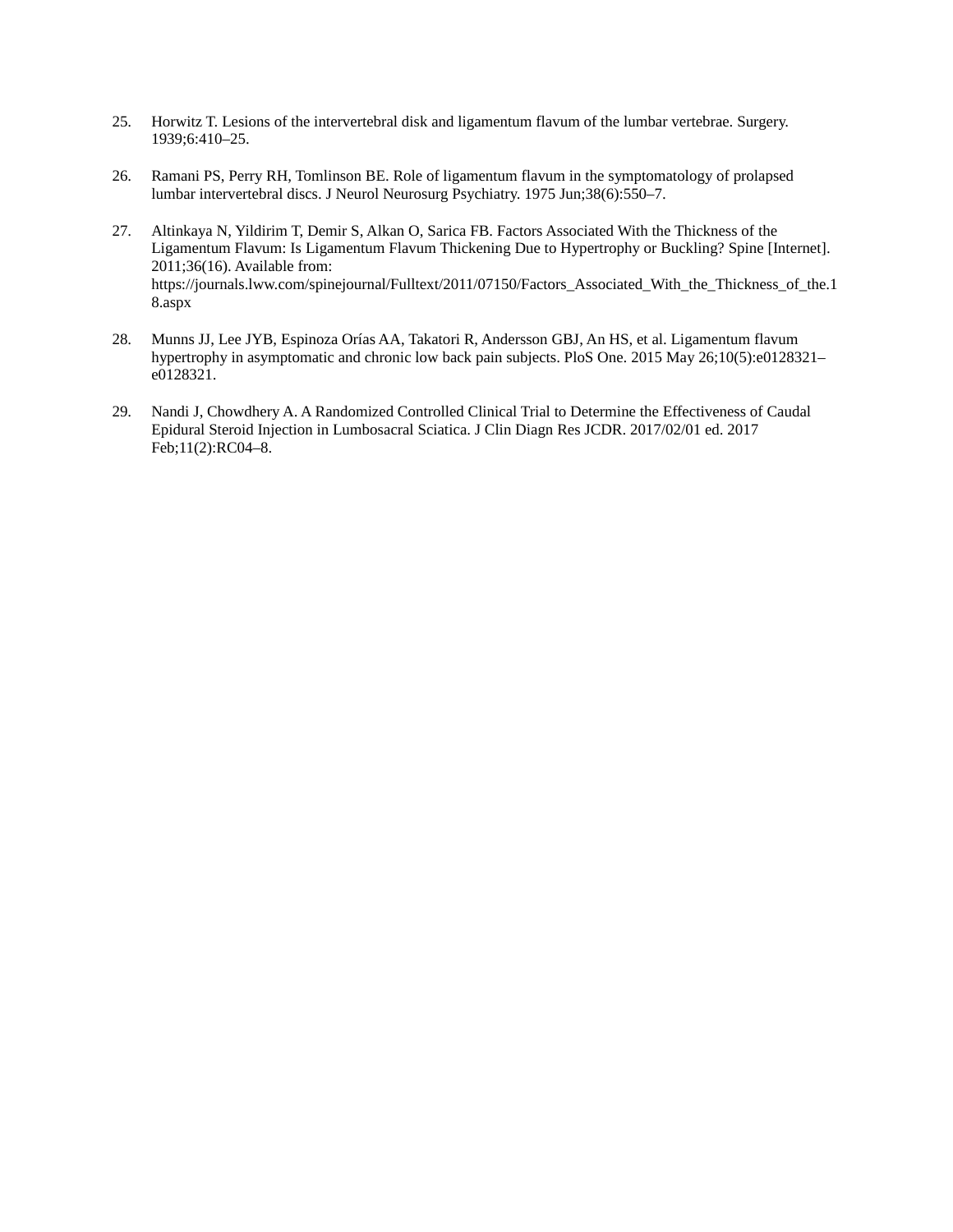25. Horwitz T. Lesions of the intervertebral disk and ligamentum flavum of the lumbar vertebrae. Surgery. 1939;6:410–25.

26. Ramani PS, Perry RH, Tomlinson BE. Role of ligamentum flavum in the symptomatology of prolapsed lumbar intervertebral discs. J Neurol Neurosurg Psychiatry. 1975 Jun;38(6):550–7.

27. Altinkaya N, Yildirim T, Demir S, Alkan O, Sarica FB. Factors Associated With the Thickness of the Ligamentum Flavum: Is Ligamentum Flavum Thickening Due to Hypertrophy or Buckling? Spine [Internet]. 2011;36(16). Available from: https://journals.lww.com/spinejournal/Fulltext/2011/07150/Factors_Associated_With_the_Thickness_of_the.18.aspx

28. Munns JJ, Lee JYB, Espinoza Orías AA, Takatori R, Andersson GBJ, An HS, et al. Ligamentum flavum hypertrophy in asymptomatic and chronic low back pain subjects. PloS One. 2015 May 26;10(5):e0128321–e0128321.

29. Nandi J, Chowdhery A. A Randomized Controlled Clinical Trial to Determine the Effectiveness of Caudal Epidural Steroid Injection in Lumbosacral Sciatica. J Clin Diagn Res JCDR. 2017/02/01 ed. 2017 Feb;11(2):RC04–8.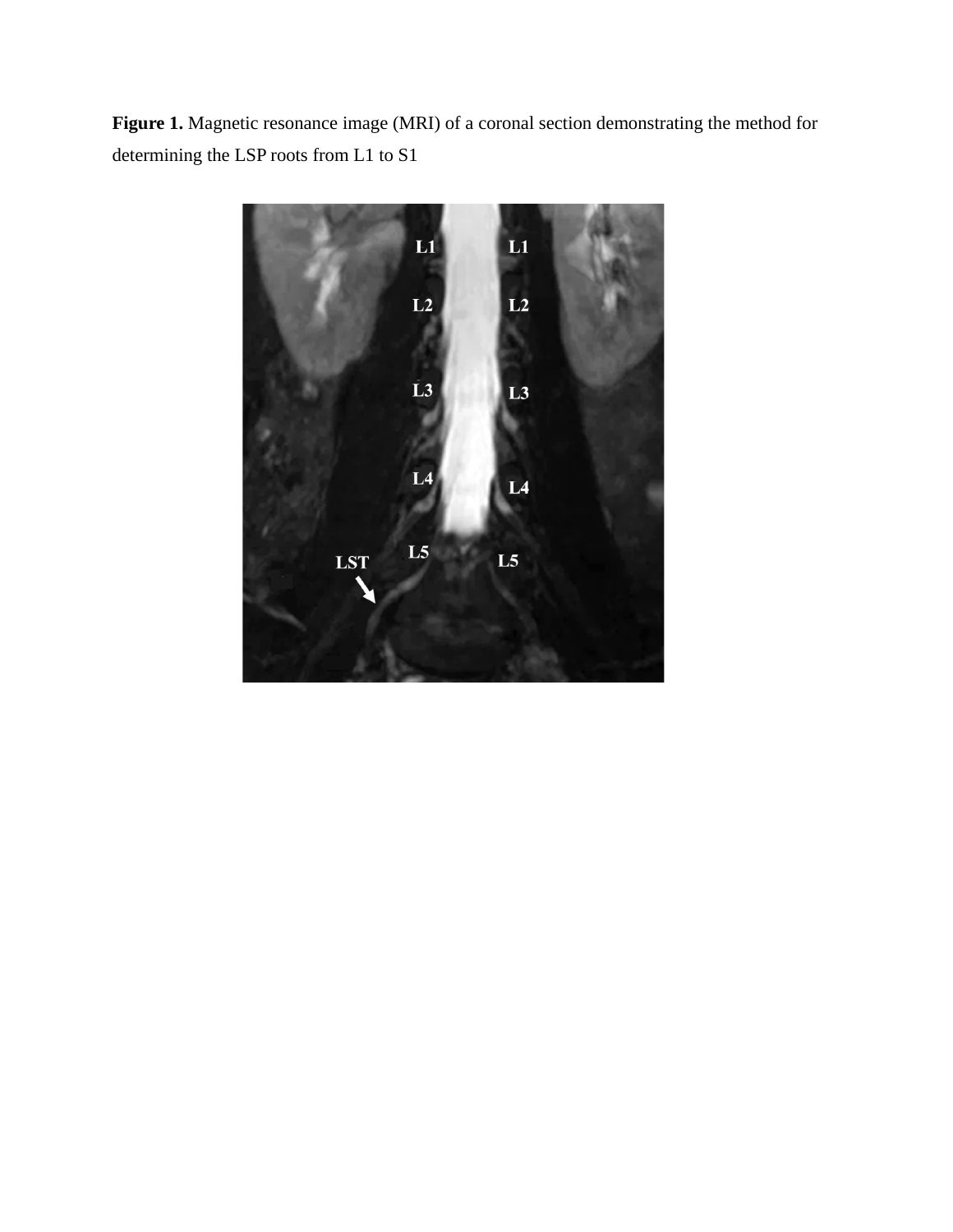**Figure 1.** Magnetic resonance image (MRI) of a coronal section demonstrating the method for determining the LSP roots from L1 to S1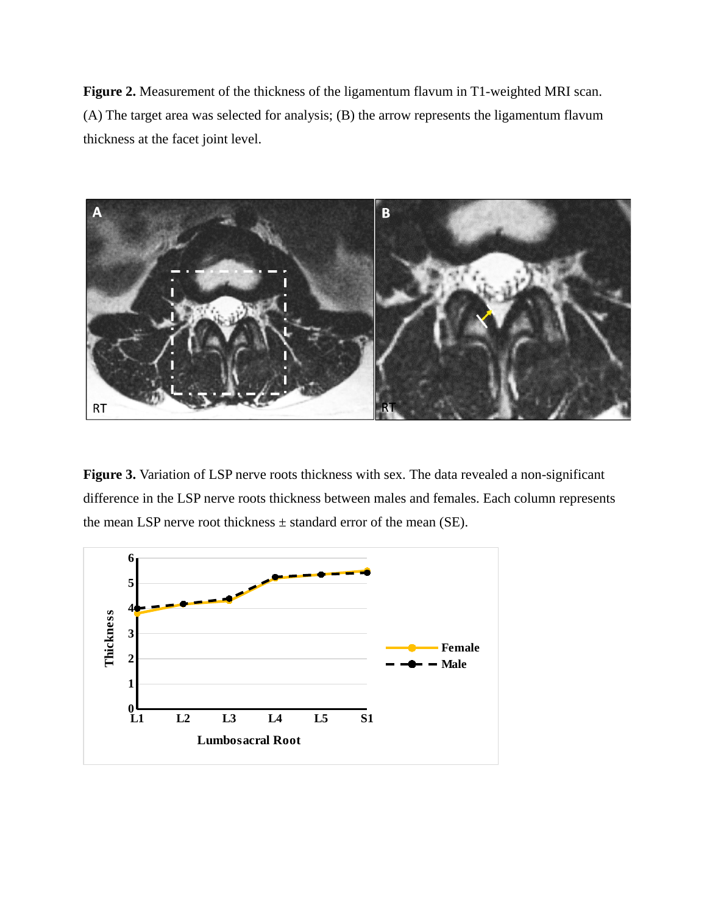**Figure 2.** Measurement of the thickness of the ligamentum flavum in T1-weighted MRI scan. (A) The target area was selected for analysis; (B) the arrow represents the ligamentum flavum thickness at the facet joint level.

A

RT

B

RT

**Figure 3.** Variation of LSP nerve roots thickness with sex. The data revealed a non-significant difference in the LSP nerve roots thickness between males and females. Each column represents the mean LSP nerve root thickness ± standard error of the mean (SE).

Thickness

6
5
4
3
2
1
0

L1 L2 L3 L4 L5 S1

Lumbosacral Root

Female
Male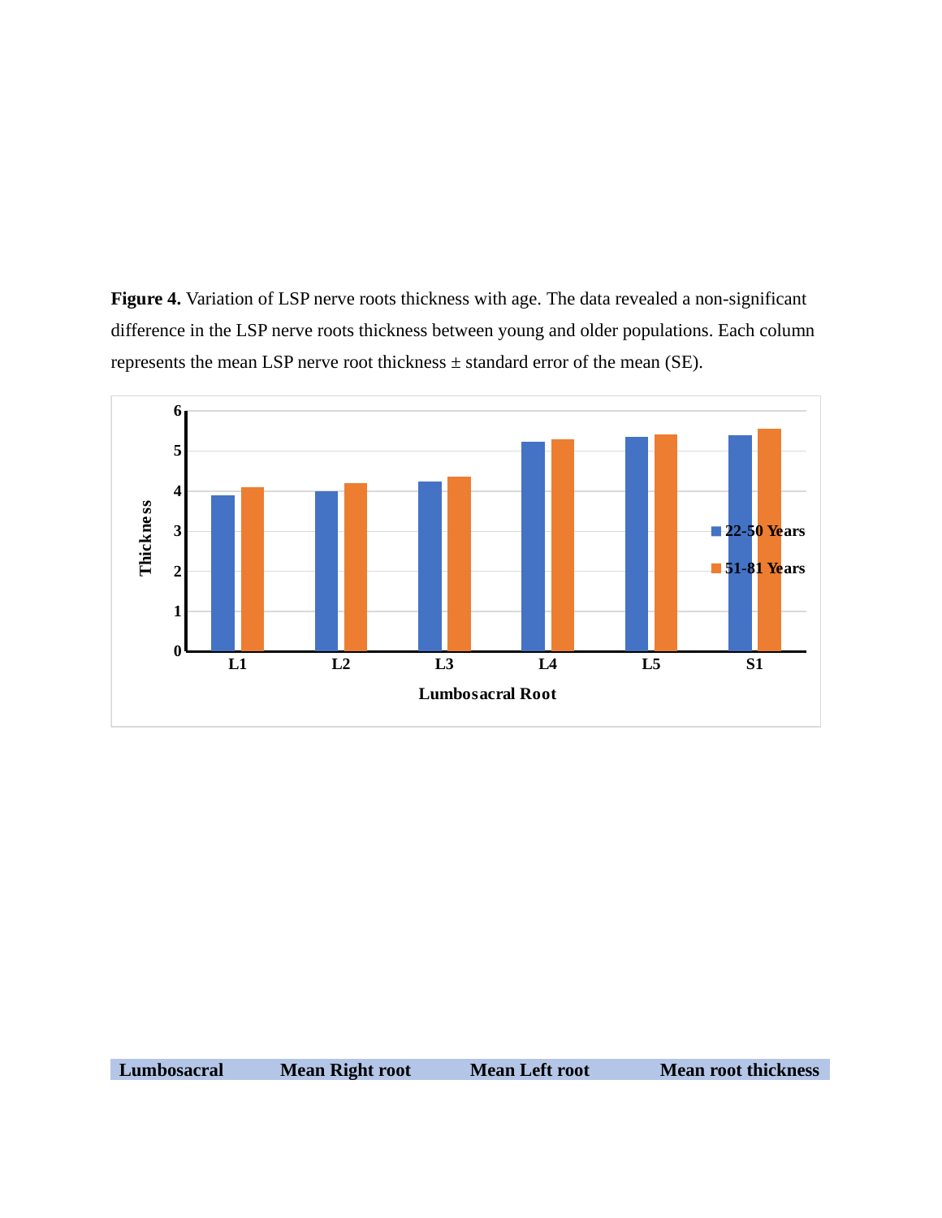**Figure 4.** Variation of LSP nerve roots thickness with age. The data revealed a non-significant difference in the LSP nerve roots thickness between young and older populations. Each column represents the mean LSP nerve root thickness ± standard error of the mean (SE).

6
5
4
3
2
1
0
Thickness
L1
L2
L3
L4
L5
S1
Lumbosacral Root
22-50 Years
51-81 Years

| Lumbosacral | Mean Right root | Mean Left root | Mean root thickness |
|---|---|---|---|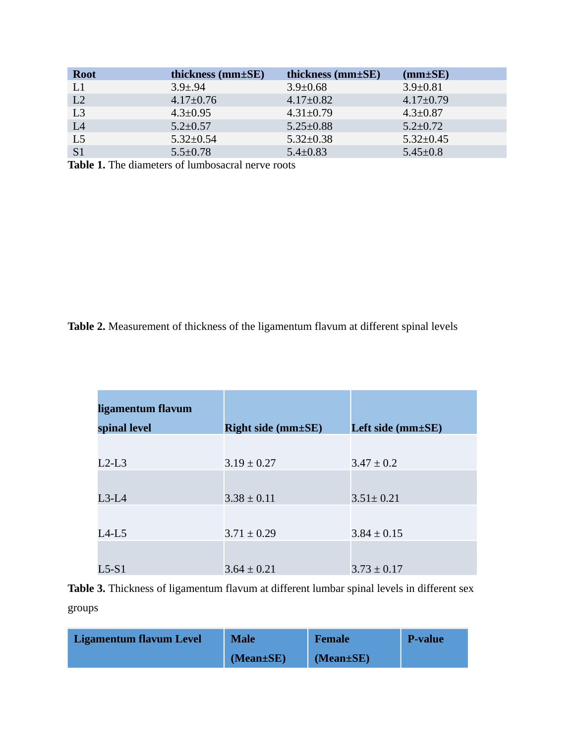| Root | thickness (mm±SE) | thickness (mm±SE) | (mm±SE) |
|---|---|---|---|
| L1 | 3.9±.94 | 3.9±0.68 | 3.9±0.81 |
| L2 | 4.17±0.76 | 4.17±0.82 | 4.17±0.79 |
| L3 | 4.3±0.95 | 4.31±0.79 | 4.3±0.87 |
| L4 | 5.2±0.57 | 5.25±0.88 | 5.2±0.72 |
| L5 | 5.32±0.54 | 5.32±0.38 | 5.32±0.45 |
| S1 | 5.5±0.78 | 5.4±0.83 | 5.45±0.8 |

**Table 1.** The diameters of lumbosacral nerve roots

**Table 2.** Measurement of thickness of the ligamentum flavum at different spinal levels

| ligamentum flavum spinal level | Right side (mm±SE) | Left side (mm±SE) |
|---|---|---|
| L2-L3 | 3.19 ± 0.27 | 3.47 ± 0.2 |
| L3-L4 | 3.38 ± 0.11 | 3.51± 0.21 |
| L4-L5 | 3.71 ± 0.29 | 3.84 ± 0.15 |
| L5-S1 | 3.64 ± 0.21 | 3.73 ± 0.17 |

**Table 3.** Thickness of ligamentum flavum at different lumbar spinal levels in different sex groups

| Ligamentum flavum Level | Male (Mean±SE) | Female (Mean±SE) | P-value |
|---|---|---|---|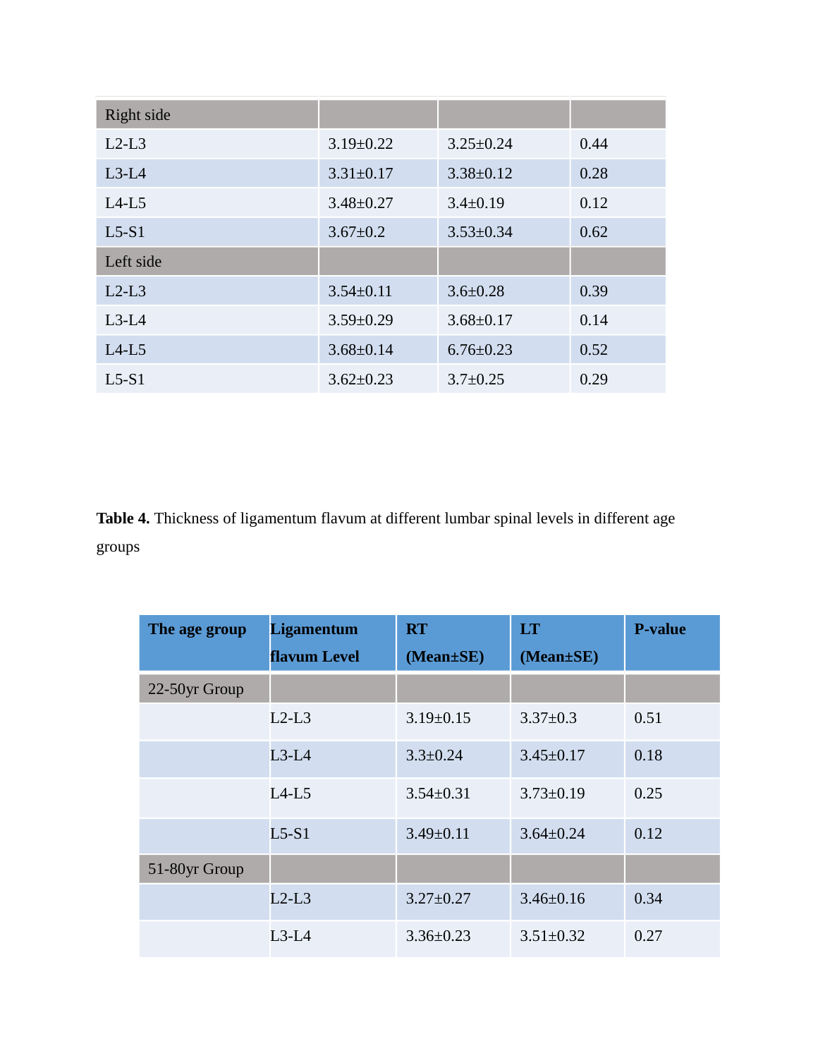| | | | |
|---|---|---|---|
| Right side | | | |
| L2-L3 | 3.19±0.22 | 3.25±0.24 | 0.44 |
| L3-L4 | 3.31±0.17 | 3.38±0.12 | 0.28 |
| L4-L5 | 3.48±0.27 | 3.4±0.19 | 0.12 |
| L5-S1 | 3.67±0.2 | 3.53±0.34 | 0.62 |
| Left side | | | |
| L2-L3 | 3.54±0.11 | 3.6±0.28 | 0.39 |
| L3-L4 | 3.59±0.29 | 3.68±0.17 | 0.14 |
| L4-L5 | 3.68±0.14 | 6.76±0.23 | 0.52 |
| L5-S1 | 3.62±0.23 | 3.7±0.25 | 0.29 |

**Table 4.** Thickness of ligamentum flavum at different lumbar spinal levels in different age groups

| The age group | Ligamentum flavum Level | RT (Mean±SE) | LT (Mean±SE) | P-value |
|---|---|---|---|---|
| 22-50yr Group | | | | |
| | L2-L3 | 3.19±0.15 | 3.37±0.3 | 0.51 |
| | L3-L4 | 3.3±0.24 | 3.45±0.17 | 0.18 |
| | L4-L5 | 3.54±0.31 | 3.73±0.19 | 0.25 |
| | L5-S1 | 3.49±0.11 | 3.64±0.24 | 0.12 |
| 51-80yr Group | | | | |
| | L2-L3 | 3.27±0.27 | 3.46±0.16 | 0.34 |
| | L3-L4 | 3.36±0.23 | 3.51±0.32 | 0.27 |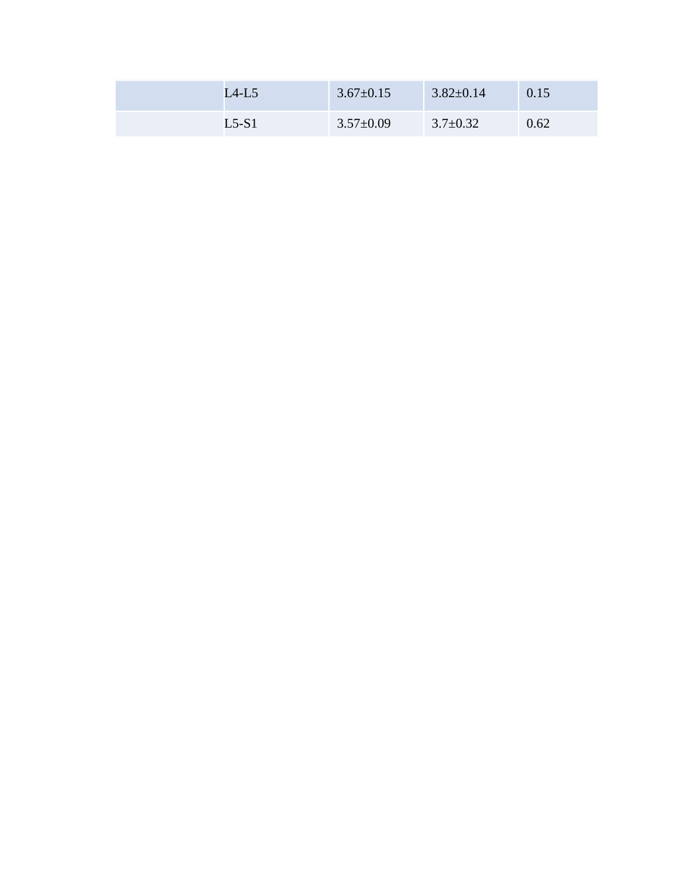| | | | | |
|---|---|---|---|---|
| | L4-L5 | 3.67±0.15 | 3.82±0.14 | 0.15 |
| | L5-S1 | 3.57±0.09 | 3.7±0.32 | 0.62 |